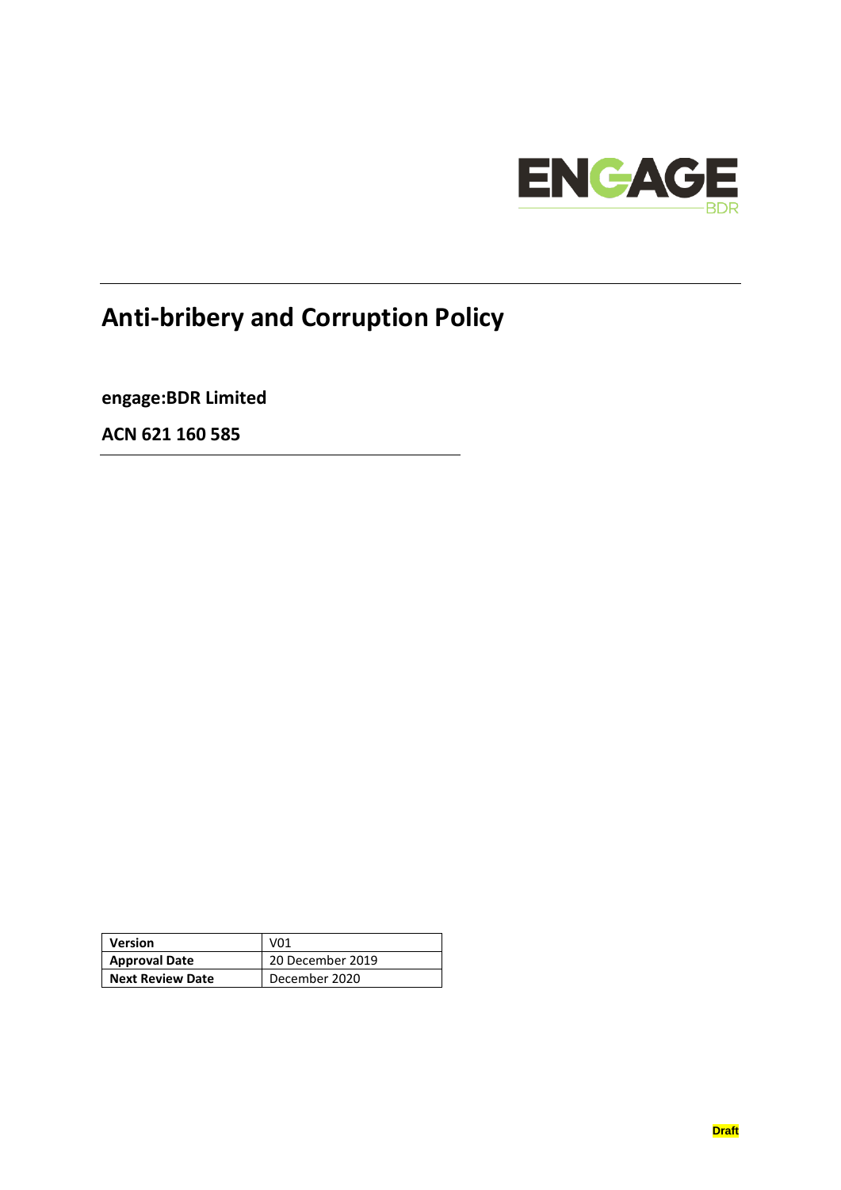# Anti-bribery and Corruption Policy

**engage:BDR Limited**

**ACN 621 160 585**

| **Version** | V01 |
|---|---|
| **Approval Date** | 20 December 2019 |
| **Next Review Date** | December 2020 |

**Draft**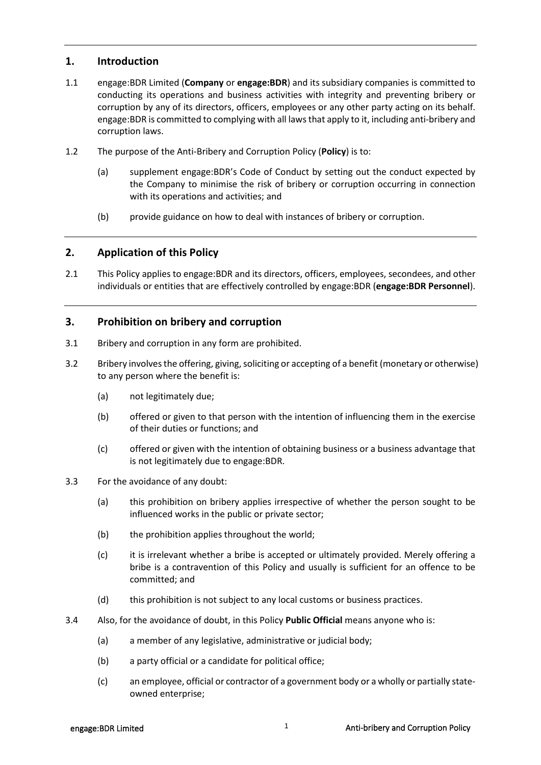## 1. Introduction

1.1 engage:BDR Limited (**Company** or **engage:BDR**) and its subsidiary companies is committed to conducting its operations and business activities with integrity and preventing bribery or corruption by any of its directors, officers, employees or any other party acting on its behalf. engage:BDR is committed to complying with all laws that apply to it, including anti-bribery and corruption laws.

1.2 The purpose of the Anti-Bribery and Corruption Policy (**Policy**) is to:

(a) supplement engage:BDR's Code of Conduct by setting out the conduct expected by the Company to minimise the risk of bribery or corruption occurring in connection with its operations and activities; and

(b) provide guidance on how to deal with instances of bribery or corruption.

## 2. Application of this Policy

2.1 This Policy applies to engage:BDR and its directors, officers, employees, secondees, and other individuals or entities that are effectively controlled by engage:BDR (**engage:BDR Personnel**).

## 3. Prohibition on bribery and corruption

3.1 Bribery and corruption in any form are prohibited.

3.2 Bribery involves the offering, giving, soliciting or accepting of a benefit (monetary or otherwise) to any person where the benefit is:

(a) not legitimately due;

(b) offered or given to that person with the intention of influencing them in the exercise of their duties or functions; and

(c) offered or given with the intention of obtaining business or a business advantage that is not legitimately due to engage:BDR.

3.3 For the avoidance of any doubt:

(a) this prohibition on bribery applies irrespective of whether the person sought to be influenced works in the public or private sector;

(b) the prohibition applies throughout the world;

(c) it is irrelevant whether a bribe is accepted or ultimately provided. Merely offering a bribe is a contravention of this Policy and usually is sufficient for an offence to be committed; and

(d) this prohibition is not subject to any local customs or business practices.

3.4 Also, for the avoidance of doubt, in this Policy **Public Official** means anyone who is:

(a) a member of any legislative, administrative or judicial body;

(b) a party official or a candidate for political office;

(c) an employee, official or contractor of a government body or a wholly or partially state-owned enterprise;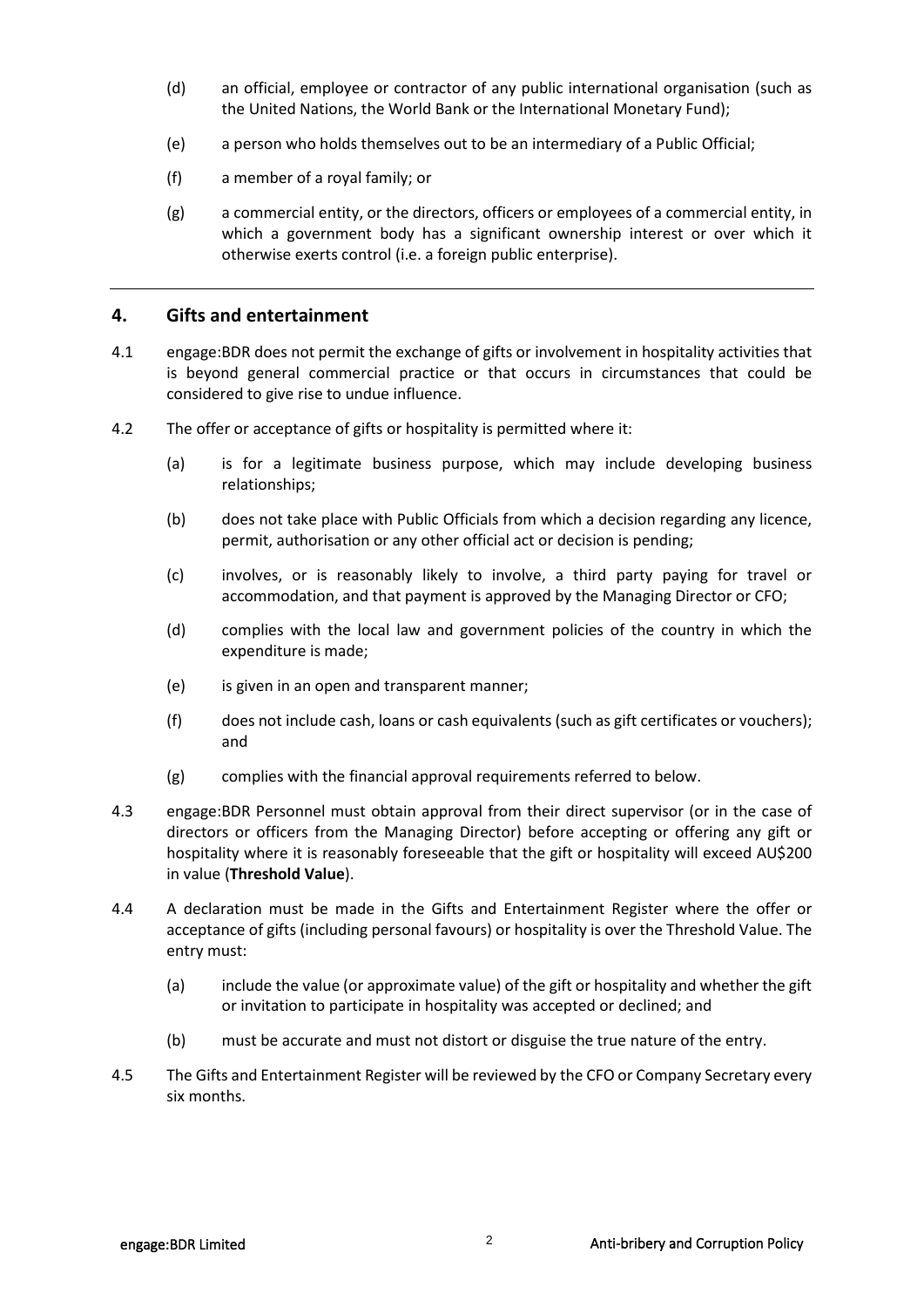(d) an official, employee or contractor of any public international organisation (such as the United Nations, the World Bank or the International Monetary Fund);

(e) a person who holds themselves out to be an intermediary of a Public Official;

(f) a member of a royal family; or

(g) a commercial entity, or the directors, officers or employees of a commercial entity, in which a government body has a significant ownership interest or over which it otherwise exerts control (i.e. a foreign public enterprise).

---

## 4. Gifts and entertainment

4.1 engage:BDR does not permit the exchange of gifts or involvement in hospitality activities that is beyond general commercial practice or that occurs in circumstances that could be considered to give rise to undue influence.

4.2 The offer or acceptance of gifts or hospitality is permitted where it:

(a) is for a legitimate business purpose, which may include developing business relationships;

(b) does not take place with Public Officials from which a decision regarding any licence, permit, authorisation or any other official act or decision is pending;

(c) involves, or is reasonably likely to involve, a third party paying for travel or accommodation, and that payment is approved by the Managing Director or CFO;

(d) complies with the local law and government policies of the country in which the expenditure is made;

(e) is given in an open and transparent manner;

(f) does not include cash, loans or cash equivalents (such as gift certificates or vouchers); and

(g) complies with the financial approval requirements referred to below.

4.3 engage:BDR Personnel must obtain approval from their direct supervisor (or in the case of directors or officers from the Managing Director) before accepting or offering any gift or hospitality where it is reasonably foreseeable that the gift or hospitality will exceed AU$200 in value (**Threshold Value**).

4.4 A declaration must be made in the Gifts and Entertainment Register where the offer or acceptance of gifts (including personal favours) or hospitality is over the Threshold Value. The entry must:

(a) include the value (or approximate value) of the gift or hospitality and whether the gift or invitation to participate in hospitality was accepted or declined; and

(b) must be accurate and must not distort or disguise the true nature of the entry.

4.5 The Gifts and Entertainment Register will be reviewed by the CFO or Company Secretary every six months.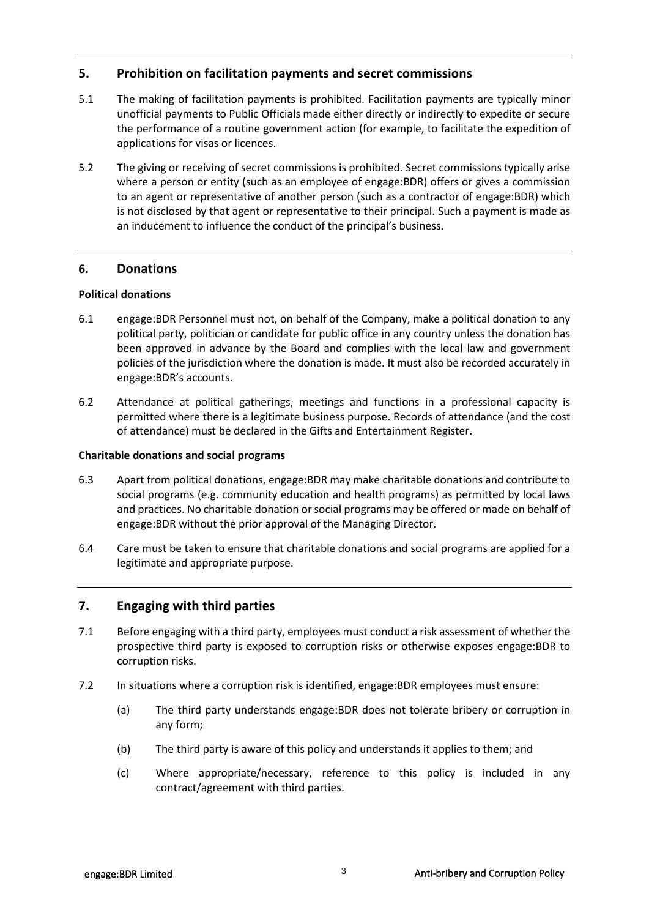## 5. Prohibition on facilitation payments and secret commissions

5.1 The making of facilitation payments is prohibited. Facilitation payments are typically minor unofficial payments to Public Officials made either directly or indirectly to expedite or secure the performance of a routine government action (for example, to facilitate the expedition of applications for visas or licences.

5.2 The giving or receiving of secret commissions is prohibited. Secret commissions typically arise where a person or entity (such as an employee of engage:BDR) offers or gives a commission to an agent or representative of another person (such as a contractor of engage:BDR) which is not disclosed by that agent or representative to their principal. Such a payment is made as an inducement to influence the conduct of the principal's business.

## 6. Donations

**Political donations**

6.1 engage:BDR Personnel must not, on behalf of the Company, make a political donation to any political party, politician or candidate for public office in any country unless the donation has been approved in advance by the Board and complies with the local law and government policies of the jurisdiction where the donation is made. It must also be recorded accurately in engage:BDR's accounts.

6.2 Attendance at political gatherings, meetings and functions in a professional capacity is permitted where there is a legitimate business purpose. Records of attendance (and the cost of attendance) must be declared in the Gifts and Entertainment Register.

**Charitable donations and social programs**

6.3 Apart from political donations, engage:BDR may make charitable donations and contribute to social programs (e.g. community education and health programs) as permitted by local laws and practices. No charitable donation or social programs may be offered or made on behalf of engage:BDR without the prior approval of the Managing Director.

6.4 Care must be taken to ensure that charitable donations and social programs are applied for a legitimate and appropriate purpose.

## 7. Engaging with third parties

7.1 Before engaging with a third party, employees must conduct a risk assessment of whether the prospective third party is exposed to corruption risks or otherwise exposes engage:BDR to corruption risks.

7.2 In situations where a corruption risk is identified, engage:BDR employees must ensure:

(a) The third party understands engage:BDR does not tolerate bribery or corruption in any form;

(b) The third party is aware of this policy and understands it applies to them; and

(c) Where appropriate/necessary, reference to this policy is included in any contract/agreement with third parties.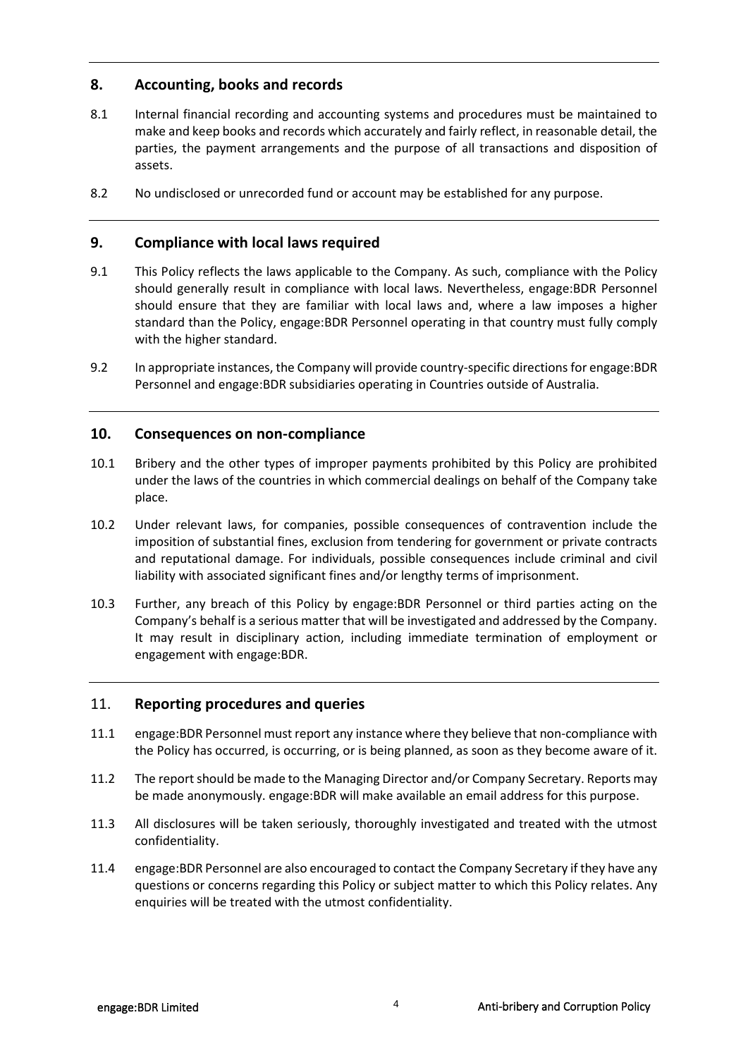## 8. Accounting, books and records

8.1 Internal financial recording and accounting systems and procedures must be maintained to make and keep books and records which accurately and fairly reflect, in reasonable detail, the parties, the payment arrangements and the purpose of all transactions and disposition of assets.

8.2 No undisclosed or unrecorded fund or account may be established for any purpose.

## 9. Compliance with local laws required

9.1 This Policy reflects the laws applicable to the Company. As such, compliance with the Policy should generally result in compliance with local laws. Nevertheless, engage:BDR Personnel should ensure that they are familiar with local laws and, where a law imposes a higher standard than the Policy, engage:BDR Personnel operating in that country must fully comply with the higher standard.

9.2 In appropriate instances, the Company will provide country-specific directions for engage:BDR Personnel and engage:BDR subsidiaries operating in Countries outside of Australia.

## 10. Consequences on non-compliance

10.1 Bribery and the other types of improper payments prohibited by this Policy are prohibited under the laws of the countries in which commercial dealings on behalf of the Company take place.

10.2 Under relevant laws, for companies, possible consequences of contravention include the imposition of substantial fines, exclusion from tendering for government or private contracts and reputational damage. For individuals, possible consequences include criminal and civil liability with associated significant fines and/or lengthy terms of imprisonment.

10.3 Further, any breach of this Policy by engage:BDR Personnel or third parties acting on the Company's behalf is a serious matter that will be investigated and addressed by the Company. It may result in disciplinary action, including immediate termination of employment or engagement with engage:BDR.

## 11. Reporting procedures and queries

11.1 engage:BDR Personnel must report any instance where they believe that non-compliance with the Policy has occurred, is occurring, or is being planned, as soon as they become aware of it.

11.2 The report should be made to the Managing Director and/or Company Secretary. Reports may be made anonymously. engage:BDR will make available an email address for this purpose.

11.3 All disclosures will be taken seriously, thoroughly investigated and treated with the utmost confidentiality.

11.4 engage:BDR Personnel are also encouraged to contact the Company Secretary if they have any questions or concerns regarding this Policy or subject matter to which this Policy relates. Any enquiries will be treated with the utmost confidentiality.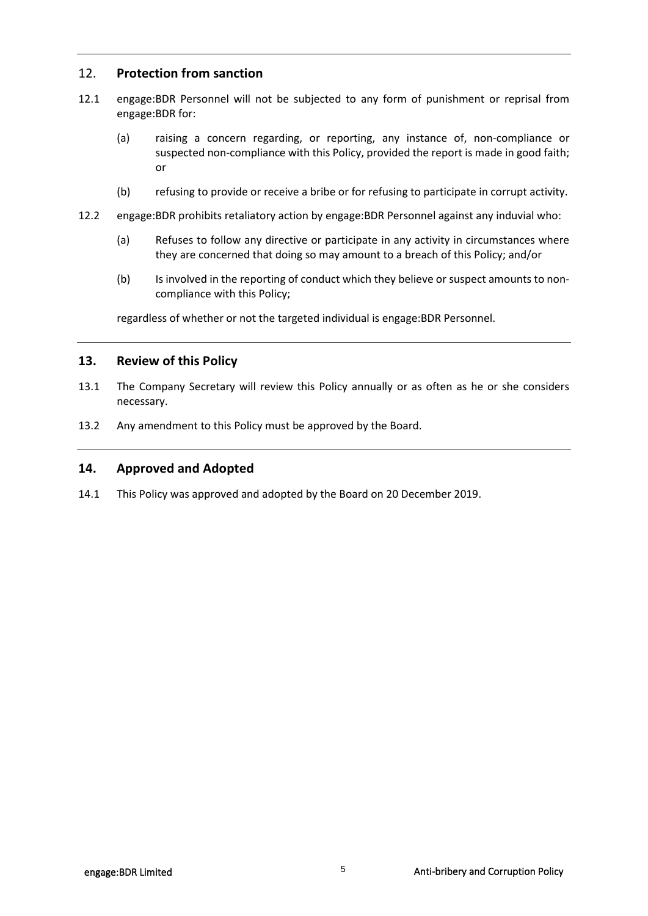## 12. Protection from sanction

12.1 engage:BDR Personnel will not be subjected to any form of punishment or reprisal from engage:BDR for:

(a) raising a concern regarding, or reporting, any instance of, non-compliance or suspected non-compliance with this Policy, provided the report is made in good faith; or

(b) refusing to provide or receive a bribe or for refusing to participate in corrupt activity.

12.2 engage:BDR prohibits retaliatory action by engage:BDR Personnel against any induvial who:

(a) Refuses to follow any directive or participate in any activity in circumstances where they are concerned that doing so may amount to a breach of this Policy; and/or

(b) Is involved in the reporting of conduct which they believe or suspect amounts to non-compliance with this Policy;

regardless of whether or not the targeted individual is engage:BDR Personnel.

## 13. Review of this Policy

13.1 The Company Secretary will review this Policy annually or as often as he or she considers necessary.

13.2 Any amendment to this Policy must be approved by the Board.

## 14. Approved and Adopted

14.1 This Policy was approved and adopted by the Board on 20 December 2019.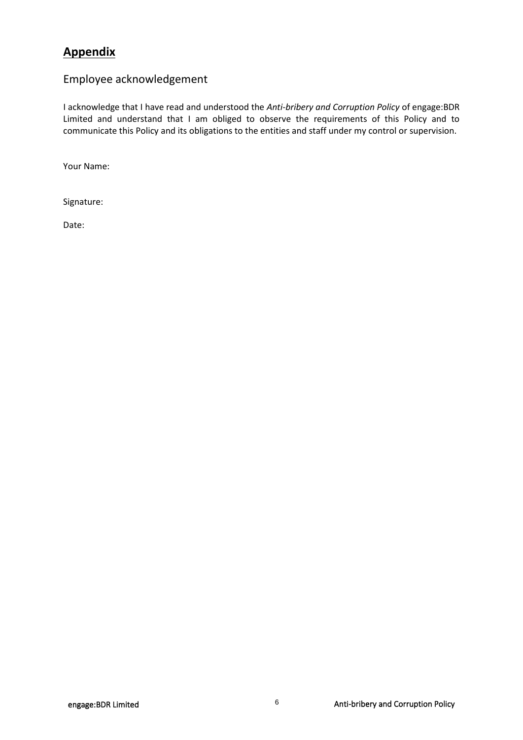## **Appendix**

### Employee acknowledgement

I acknowledge that I have read and understood the *Anti-bribery and Corruption Policy* of engage:BDR Limited and understand that I am obliged to observe the requirements of this Policy and to communicate this Policy and its obligations to the entities and staff under my control or supervision.

Your Name:

Signature:

Date: